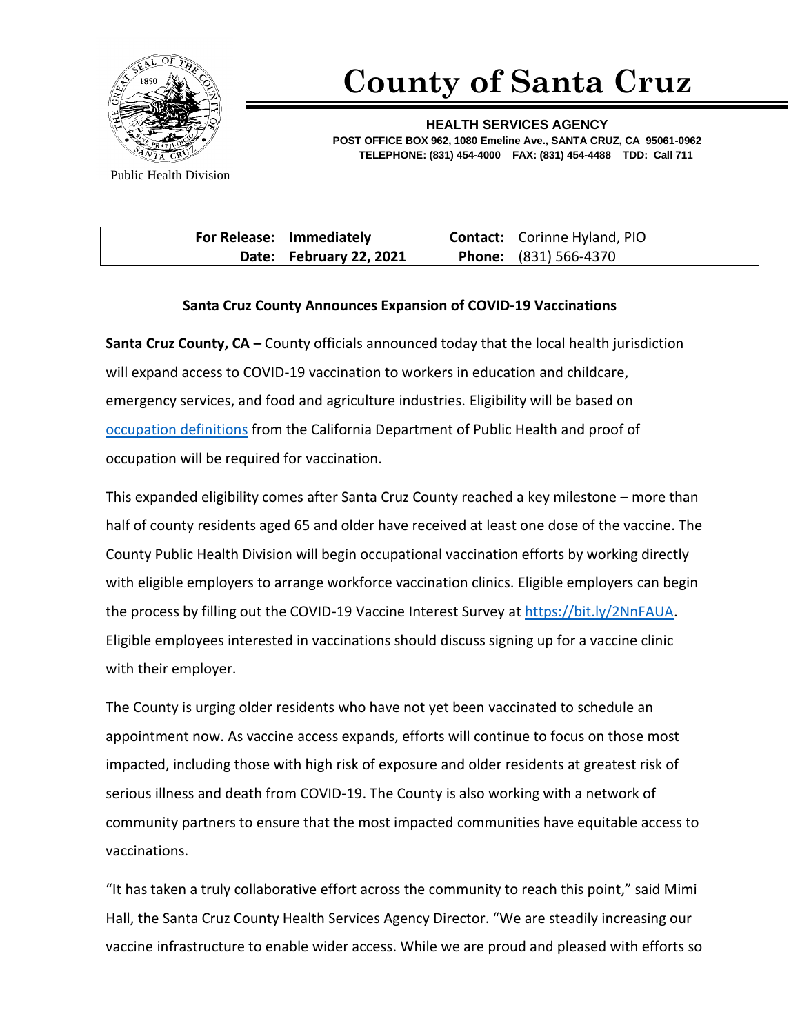# County of Santa Cruz

**HEALTH SERVICES AGENCY**
**POST OFFICE BOX 962, 1080 Emeline Ave., SANTA CRUZ, CA 95061-0962**
**TELEPHONE: (831) 454-4000 FAX: (831) 454-4488 TDD: Call 711**

Public Health Division

| | | | |
|---|---|---|---|
| **For Release:** | **Immediately** | **Contact:** | Corinne Hyland, PIO |
| **Date:** | **February 22, 2021** | **Phone:** | (831) 566-4370 |

**Santa Cruz County Announces Expansion of COVID-19 Vaccinations**

**Santa Cruz County, CA –** County officials announced today that the local health jurisdiction will expand access to COVID-19 vaccination to workers in education and childcare, emergency services, and food and agriculture industries. Eligibility will be based on occupation definitions from the California Department of Public Health and proof of occupation will be required for vaccination.

This expanded eligibility comes after Santa Cruz County reached a key milestone – more than half of county residents aged 65 and older have received at least one dose of the vaccine. The County Public Health Division will begin occupational vaccination efforts by working directly with eligible employers to arrange workforce vaccination clinics. Eligible employers can begin the process by filling out the COVID-19 Vaccine Interest Survey at https://bit.ly/2NnFAUA. Eligible employees interested in vaccinations should discuss signing up for a vaccine clinic with their employer.

The County is urging older residents who have not yet been vaccinated to schedule an appointment now. As vaccine access expands, efforts will continue to focus on those most impacted, including those with high risk of exposure and older residents at greatest risk of serious illness and death from COVID-19. The County is also working with a network of community partners to ensure that the most impacted communities have equitable access to vaccinations.

"It has taken a truly collaborative effort across the community to reach this point," said Mimi Hall, the Santa Cruz County Health Services Agency Director. "We are steadily increasing our vaccine infrastructure to enable wider access. While we are proud and pleased with efforts so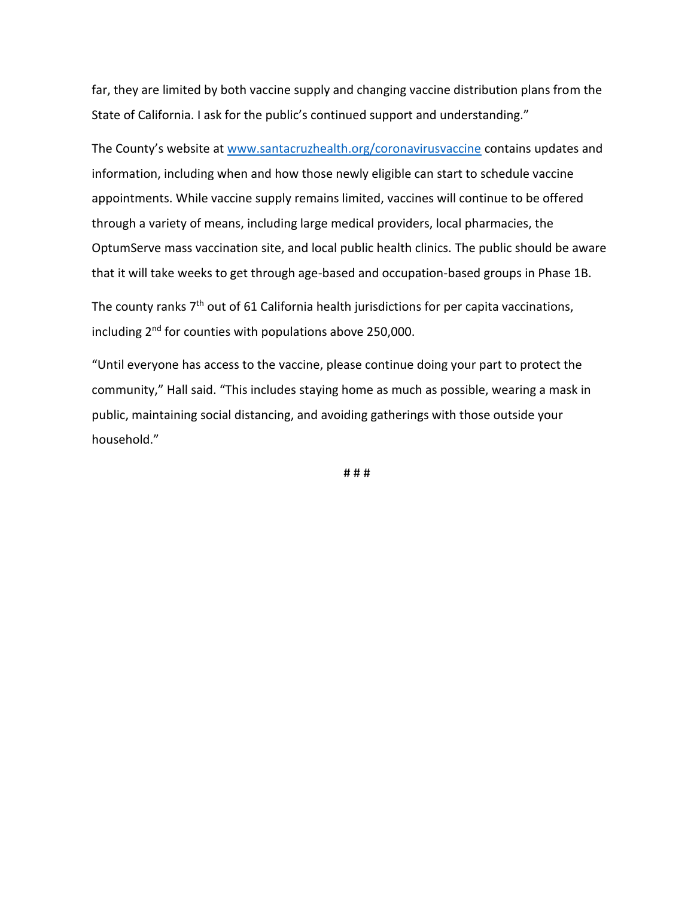far, they are limited by both vaccine supply and changing vaccine distribution plans from the State of California. I ask for the public's continued support and understanding."

The County's website at [www.santacruzhealth.org/coronavirusvaccine](http://www.santacruzhealth.org/coronavirusvaccine) contains updates and information, including when and how those newly eligible can start to schedule vaccine appointments. While vaccine supply remains limited, vaccines will continue to be offered through a variety of means, including large medical providers, local pharmacies, the OptumServe mass vaccination site, and local public health clinics. The public should be aware that it will take weeks to get through age-based and occupation-based groups in Phase 1B.

The county ranks 7th out of 61 California health jurisdictions for per capita vaccinations, including 2nd for counties with populations above 250,000.

"Until everyone has access to the vaccine, please continue doing your part to protect the community," Hall said. "This includes staying home as much as possible, wearing a mask in public, maintaining social distancing, and avoiding gatherings with those outside your household."

# # #